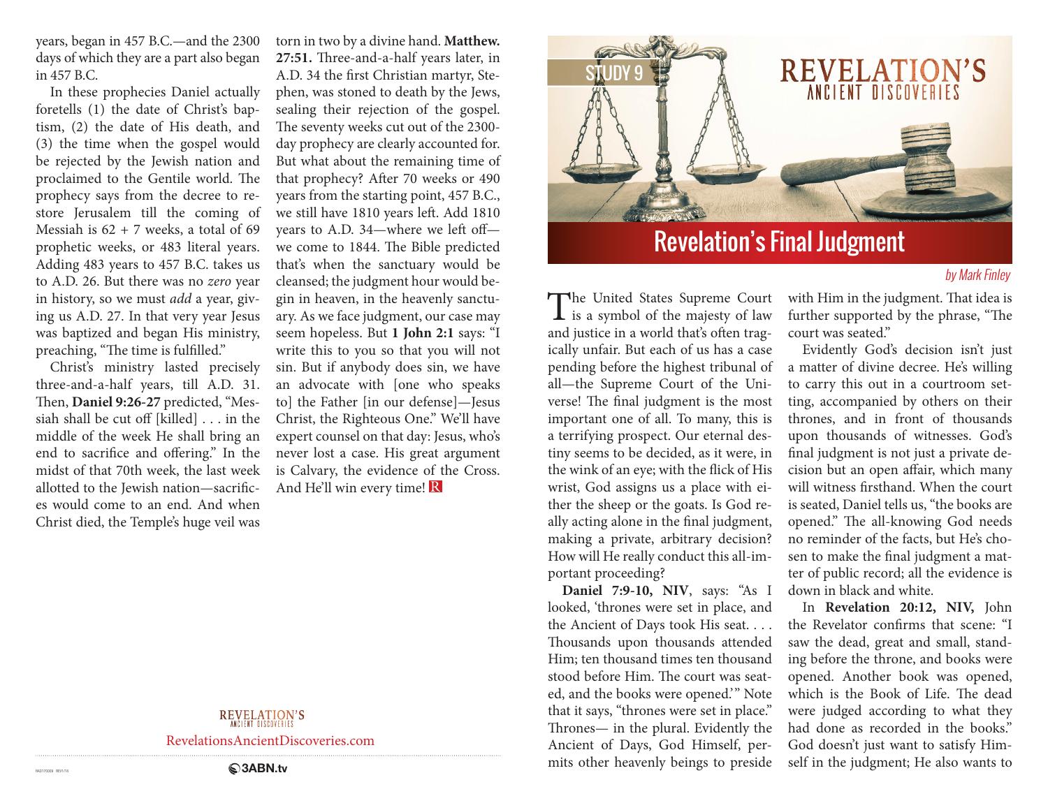years, began in 457 B.C.—and the 2300 days of which they are a part also began in 457 B.C.

In these prophecies Daniel actually foretells (1) the date of Christ's baptism, (2) the date of His death, and (3) the time when the gospel would be rejected by the Jewish nation and proclaimed to the Gentile world. The prophecy says from the decree to restore Jerusalem till the coming of Messiah is 62 + 7 weeks, a total of 69 prophetic weeks, or 483 literal years. Adding 483 years to 457 B.C. takes us to A.D. 26. But there was no *zero* year in history, so we must *add* a year, giving us A.D. 27. In that very year Jesus was baptized and began His ministry, preaching, "The time is fulfilled."

Christ's ministry lasted precisely three-and-a-half years, till A.D. 31. Then, **Daniel 9:26-27** predicted, "Messiah shall be cut off [killed] . . . in the middle of the week He shall bring an end to sacrifice and offering." In the midst of that 70th week, the last week allotted to the Jewish nation—sacrifices would come to an end. And when Christ died, the Temple's huge veil was torn in two by a divine hand. **Matthew. 27:51.** Three-and-a-half years later, in A.D. 34 the first Christian martyr, Stephen, was stoned to death by the Jews, sealing their rejection of the gospel. The seventy weeks cut out of the 2300-day prophecy are clearly accounted for. But what about the remaining time of that prophecy? After 70 weeks or 490 years from the starting point, 457 B.C., we still have 1810 years left. Add 1810 years to A.D. 34—where we left off—we come to 1844. The Bible predicted that's when the sanctuary would be cleansed; the judgment hour would begin in heaven, in the heavenly sanctuary. As we face judgment, our case may seem hopeless. But **1 John 2:1** says: "I write this to you so that you will not sin. But if anybody does sin, we have an advocate with [one who speaks to] the Father [in our defense]—Jesus Christ, the Righteous One." We'll have expert counsel on that day: Jesus, who's never lost a case. His great argument is Calvary, the evidence of the Cross. And He'll win every time! R

RevelationsAncientDiscoveries.com

STUDY 9

# Revelation's Final Judgment

*by Mark Finley*

The United States Supreme Court is a symbol of the majesty of law and justice in a world that's often tragically unfair. But each of us has a case pending before the highest tribunal of all—the Supreme Court of the Universe! The final judgment is the most important one of all. To many, this is a terrifying prospect. Our eternal destiny seems to be decided, as it were, in the wink of an eye; with the flick of His wrist, God assigns us a place with either the sheep or the goats. Is God really acting alone in the final judgment, making a private, arbitrary decision? How will He really conduct this all-important proceeding?

**Daniel 7:9-10, NIV**, says: "As I looked, 'thrones were set in place, and the Ancient of Days took His seat. . . . Thousands upon thousands attended Him; ten thousand times ten thousand stood before Him. The court was seated, and the books were opened.'" Note that it says, "thrones were set in place." Thrones— in the plural. Evidently the Ancient of Days, God Himself, permits other heavenly beings to preside with Him in the judgment. That idea is further supported by the phrase, "The court was seated."

Evidently God's decision isn't just a matter of divine decree. He's willing to carry this out in a courtroom setting, accompanied by others on their thrones, and in front of thousands upon thousands of witnesses. God's final judgment is not just a private decision but an open affair, which many will witness firsthand. When the court is seated, Daniel tells us, "the books are opened." The all-knowing God needs no reminder of the facts, but He's chosen to make the final judgment a matter of public record; all the evidence is down in black and white.

In **Revelation 20:12, NIV,** John the Revelator confirms that scene: "I saw the dead, great and small, standing before the throne, and books were opened. Another book was opened, which is the Book of Life. The dead were judged according to what they had done as recorded in the books." God doesn't just want to satisfy Himself in the judgment; He also wants to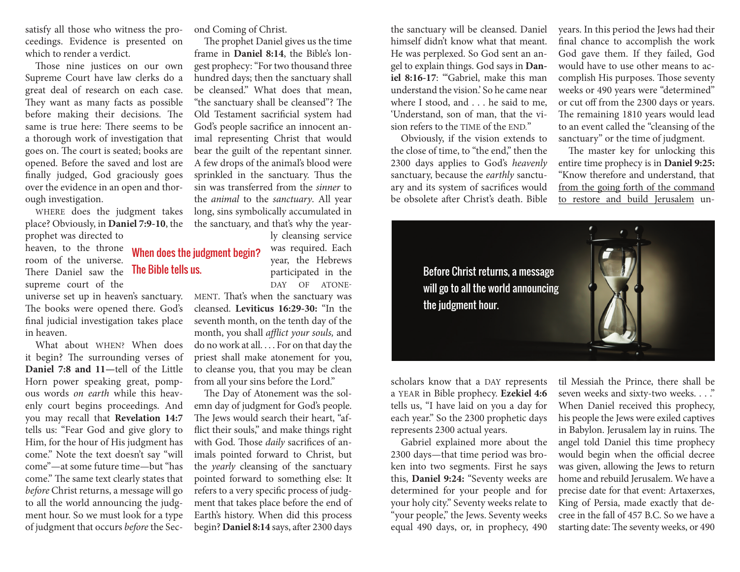satisfy all those who witness the proceedings. Evidence is presented on which to render a verdict.

Those nine justices on our own Supreme Court have law clerks do a great deal of research on each case. They want as many facts as possible before making their decisions. The same is true here: There seems to be a thorough work of investigation that goes on. The court is seated; books are opened. Before the saved and lost are finally judged, God graciously goes over the evidence in an open and thorough investigation.

WHERE does the judgment take place? Obviously, in **Daniel 7:9-10**, the prophet was directed to heaven, to the throne room of the universe. There Daniel saw the supreme court of the universe set up in heaven's sanctuary. The books were opened there. God's final judicial investigation takes place in heaven.

What about WHEN? When does it begin? The surrounding verses of **Daniel 7:8 and 11**—tell of the Little Horn power speaking great, pompous words *on earth* while this heavenly court begins proceedings. And you may recall that **Revelation 14:7** tells us: "Fear God and give glory to Him, for the hour of His judgment has come." Note the text doesn't say "will come"—at some future time—but "has come." The same text clearly states that *before* Christ returns, a message will go to all the world announcing the judgment hour. So we must look for a type of judgment that occurs *before* the Second Coming of Christ.

When does the judgment begin? The Bible tells us.

The prophet Daniel gives us the time frame in **Daniel 8:14**, the Bible's longest prophecy: "For two thousand three hundred days; then the sanctuary shall be cleansed." What does that mean, "the sanctuary shall be cleansed"? The Old Testament sacrificial system had God's people sacrifice an innocent animal representing Christ that would bear the guilt of the repentant sinner. A few drops of the animal's blood were sprinkled in the sanctuary. Thus the sin was transferred from the *sinner* to the *animal* to the *sanctuary*. All year long, sins symbolically accumulated in the sanctuary, and that's why the yearly cleansing service was required. Each year, the Hebrews participated in the DAY OF ATONEMENT. That's when the sanctuary was cleansed. **Leviticus 16:29-30:** "In the seventh month, on the tenth day of the month, you shall *afflict your souls,* and do no work at all. . . . For on that day the priest shall make atonement for you, to cleanse you, that you may be clean from all your sins before the Lord."

The Day of Atonement was the solemn day of judgment for God's people. The Jews would search their heart, "afflict their souls," and make things right with God. Those *daily* sacrifices of animals pointed forward to Christ, but the *yearly* cleansing of the sanctuary pointed forward to something else: It refers to a very specific process of judgment that takes place before the end of Earth's history. When did this process begin? **Daniel 8:14** says, after 2300 days the sanctuary will be cleansed. Daniel himself didn't know what that meant. He was perplexed. So God sent an angel to explain things. God says in **Daniel 8:16-17**: "'Gabriel, make this man understand the vision.' So he came near where I stood, and . . . he said to me, 'Understand, son of man, that the vision refers to the TIME of the END.'"

Obviously, if the vision extends to the close of time, to "the end," then the 2300 days applies to God's *heavenly* sanctuary, because the *earthly* sanctuary and its system of sacrifices would be obsolete after Christ's death. Bible scholars know that a DAY represents a YEAR in Bible prophecy. **Ezekiel 4:6** tells us, "I have laid on you a day for each year." So the 2300 prophetic days represents 2300 actual years.

Gabriel explained more about the 2300 days—that time period was broken into two segments. First he says this, **Daniel 9:24:** "Seventy weeks are determined for your people and for your holy city." Seventy weeks relate to "your people," the Jews. Seventy weeks equal 490 days, or, in prophecy, 490 years. In this period the Jews had their final chance to accomplish the work God gave them. If they failed, God would have to use other means to accomplish His purposes. Those seventy weeks or 490 years were "determined" or cut off from the 2300 days or years. The remaining 1810 years would lead to an event called the "cleansing of the sanctuary" or the time of judgment.

Before Christ returns, a message will go to all the world announcing the judgment hour.

The master key for unlocking this entire time prophecy is in **Daniel 9:25:** "Know therefore and understand, that <u>from the going forth of the command to restore and build Jerusalem</u> until Messiah the Prince, there shall be seven weeks and sixty-two weeks. . . ." When Daniel received this prophecy, his people the Jews were exiled captives in Babylon. Jerusalem lay in ruins. The angel told Daniel this time prophecy would begin when the official decree was given, allowing the Jews to return home and rebuild Jerusalem. We have a precise date for that event: Artaxerxes, King of Persia, made exactly that decree in the fall of 457 B.C. So we have a starting date: The seventy weeks, or 490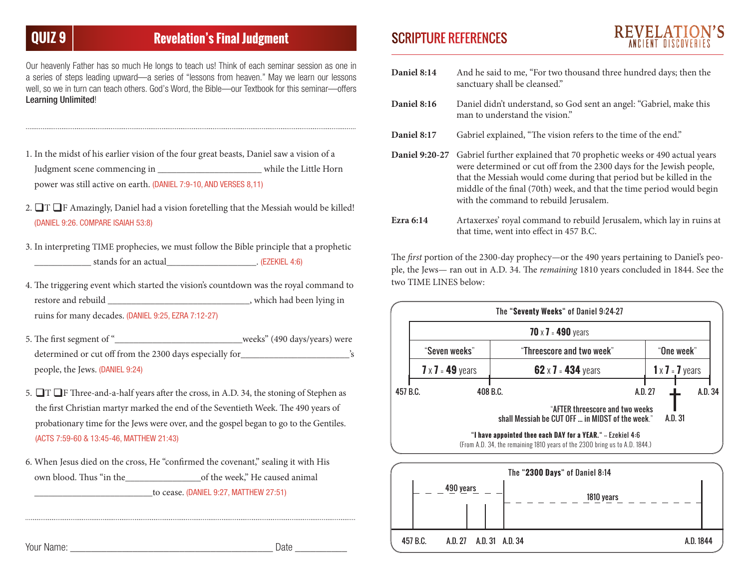## QUIZ 9 Revelation's Final Judgment

Our heavenly Father has so much He longs to teach us! Think of each seminar session as one in a series of steps leading upward—a series of "lessons from heaven." May we learn our lessons well, so we in turn can teach others. God's Word, the Bible—our Textbook for this seminar—offers **Learning Unlimited**!

1. In the midst of his earlier vision of the four great beasts, Daniel saw a vision of a Judgment scene commencing in _____________________ while the Little Horn power was still active on earth. (DANIEL 7:9-10, AND VERSES 8,11)

2. ❑T ❑F Amazingly, Daniel had a vision foretelling that the Messiah would be killed! (DANIEL 9:26. COMPARE ISAIAH 53:8)

3. In interpreting TIME prophecies, we must follow the Bible principle that a prophetic ____________ stands for an actual___________________. (EZEKIEL 4:6)

4. The triggering event which started the vision's countdown was the royal command to restore and rebuild _____________________________, which had been lying in ruins for many decades. (DANIEL 9:25, EZRA 7:12-27)

5. The first segment of "__________________________weeks" (490 days/years) were determined or cut off from the 2300 days especially for______________________'s people, the Jews. (DANIEL 9:24)

5. ❑T ❑F Three-and-a-half years after the cross, in A.D. 34, the stoning of Stephen as the first Christian martyr marked the end of the Seventieth Week. The 490 years of probationary time for the Jews were over, and the gospel began to go to the Gentiles. (ACTS 7:59-60 & 13:45-46, MATTHEW 21:43)

6. When Jesus died on the cross, He "confirmed the covenant," sealing it with His own blood. Thus "in the________________of the week," He caused animal _________________________to cease. (DANIEL 9:27, MATTHEW 27:51)

Your Name: ________________________________________ Date __________

## SCRIPTURE REFERENCES

REVELATION'S ANCIENT DISCOVERIES

| | |
|---|---|
| **Daniel 8:14** | And he said to me, "For two thousand three hundred days; then the sanctuary shall be cleansed." |
| **Daniel 8:16** | Daniel didn't understand, so God sent an angel: "Gabriel, make this man to understand the vision." |
| **Daniel 8:17** | Gabriel explained, "The vision refers to the time of the end." |
| **Daniel 9:20-27** | Gabriel further explained that 70 prophetic weeks or 490 actual years were determined or cut off from the 2300 days for the Jewish people, that the Messiah would come during that period but be killed in the middle of the final (70th) week, and that the time period would begin with the command to rebuild Jerusalem. |
| **Ezra 6:14** | Artaxerxes' royal command to rebuild Jerusalem, which lay in ruins at that time, went into effect in 457 B.C. |

The *first* portion of the 2300-day prophecy—or the 490 years pertaining to Daniel's people, the Jews— ran out in A.D. 34. The *remaining* 1810 years concluded in 1844. See the two TIME LINES below:

The "**Seventy Weeks**" of Daniel 9:24-27

| **70** x **7** = **490** years | | |
|---|---|---|
| "Seven weeks" | "Threescore and two week" | "One week" |
| **7** x **7** = **49** years | **62** x **7** = **434** years | **1** x **7** = **7** years |

457 B.C.
408 B.C.
A.D. 27
A.D. 34
A.D. 31

"AFTER threescore and two weeks shall Messiah be CUT OFF ... in MIDST of the week."

"**I have appointed thee each DAY for a YEAR.**" – Ezekiel 4:6
(From A.D. 34, the remaining 1810 years of the 2300 bring us to A.D. 1844.)

The "**2300 Days**" of Daniel 8:14

490 years
1810 years

457 B.C.
A.D. 27
A.D. 31
A.D. 34
A.D. 1844